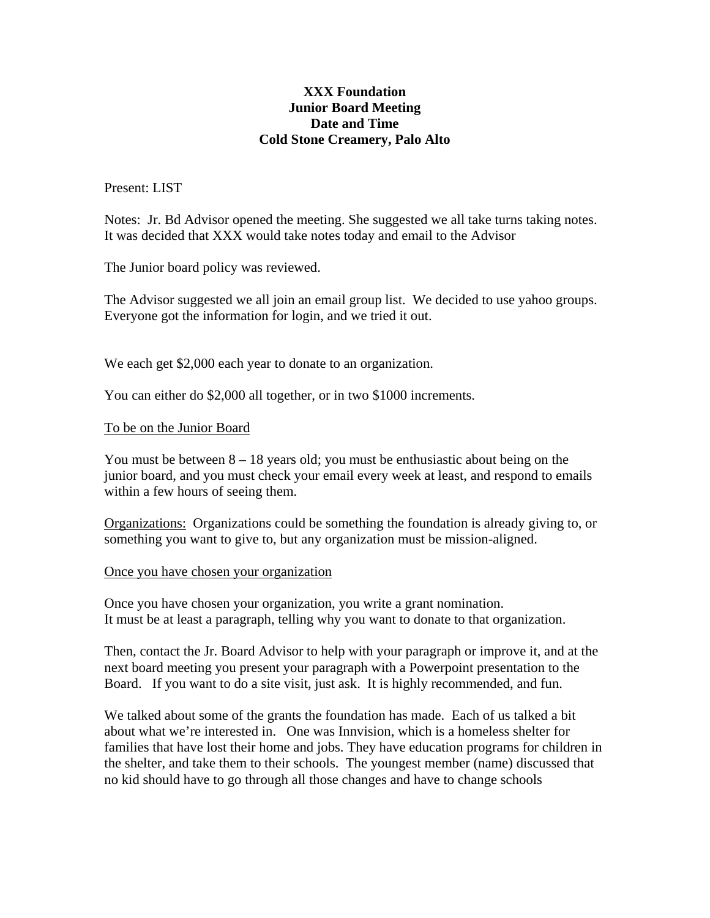**XXX Foundation**
**Junior Board Meeting**
**Date and Time**
**Cold Stone Creamery, Palo Alto**

Present: LIST

Notes: Jr. Bd Advisor opened the meeting. She suggested we all take turns taking notes. It was decided that XXX would take notes today and email to the Advisor

The Junior board policy was reviewed.

The Advisor suggested we all join an email group list. We decided to use yahoo groups. Everyone got the information for login, and we tried it out.

We each get $2,000 each year to donate to an organization.

You can either do $2,000 all together, or in two $1000 increments.

<u>To be on the Junior Board</u>

You must be between 8 – 18 years old; you must be enthusiastic about being on the junior board, and you must check your email every week at least, and respond to emails within a few hours of seeing them.

<u>Organizations:</u> Organizations could be something the foundation is already giving to, or something you want to give to, but any organization must be mission-aligned.

<u>Once you have chosen your organization</u>

Once you have chosen your organization, you write a grant nomination.
It must be at least a paragraph, telling why you want to donate to that organization.

Then, contact the Jr. Board Advisor to help with your paragraph or improve it, and at the next board meeting you present your paragraph with a Powerpoint presentation to the Board. If you want to do a site visit, just ask. It is highly recommended, and fun.

We talked about some of the grants the foundation has made. Each of us talked a bit about what we're interested in. One was Innvision, which is a homeless shelter for families that have lost their home and jobs. They have education programs for children in the shelter, and take them to their schools. The youngest member (name) discussed that no kid should have to go through all those changes and have to change schools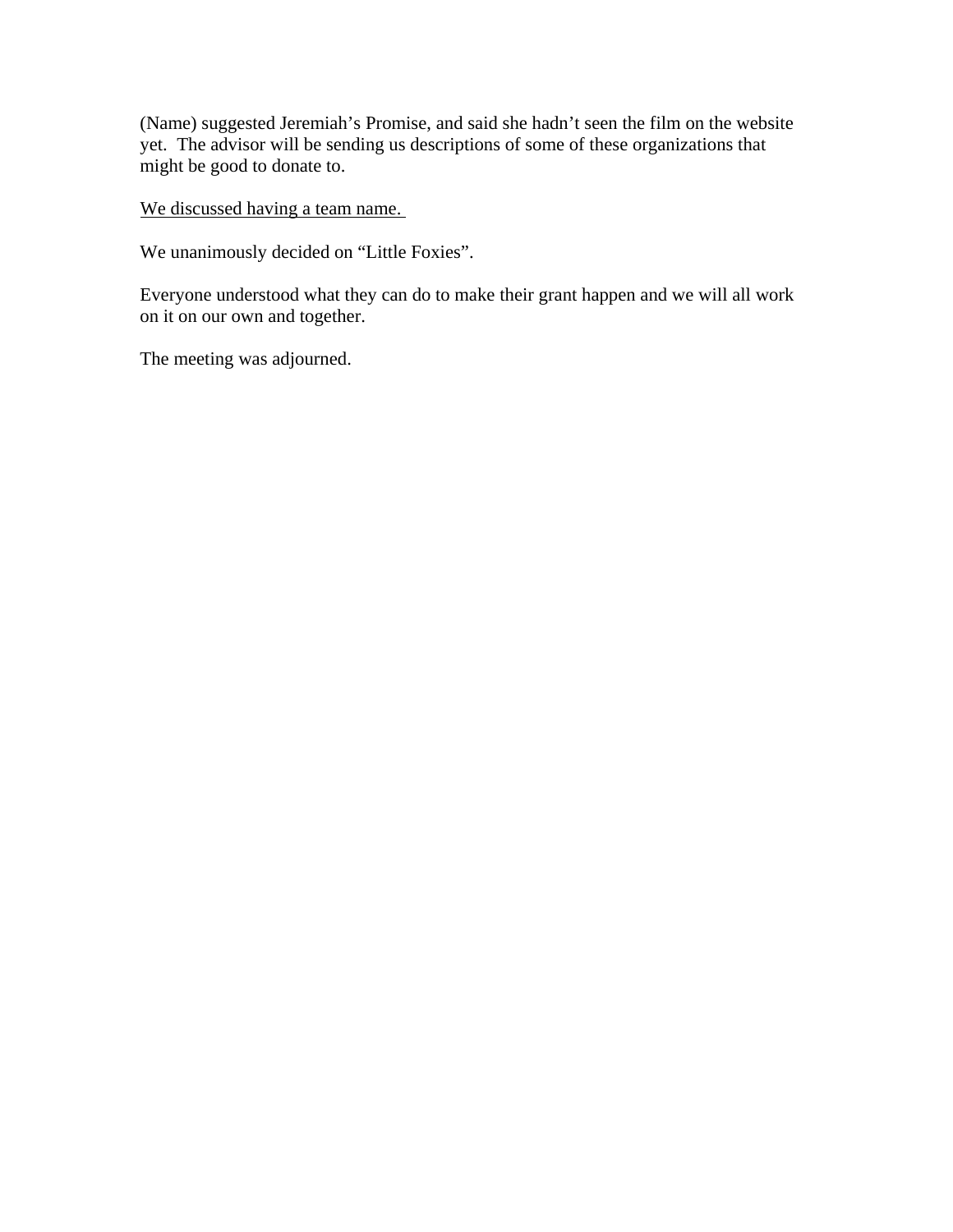(Name) suggested Jeremiah's Promise, and said she hadn't seen the film on the website yet.  The advisor will be sending us descriptions of some of these organizations that might be good to donate to.

<u>We discussed having a team name.</u>

We unanimously decided on "Little Foxies".

Everyone understood what they can do to make their grant happen and we will all work on it on our own and together.

The meeting was adjourned.